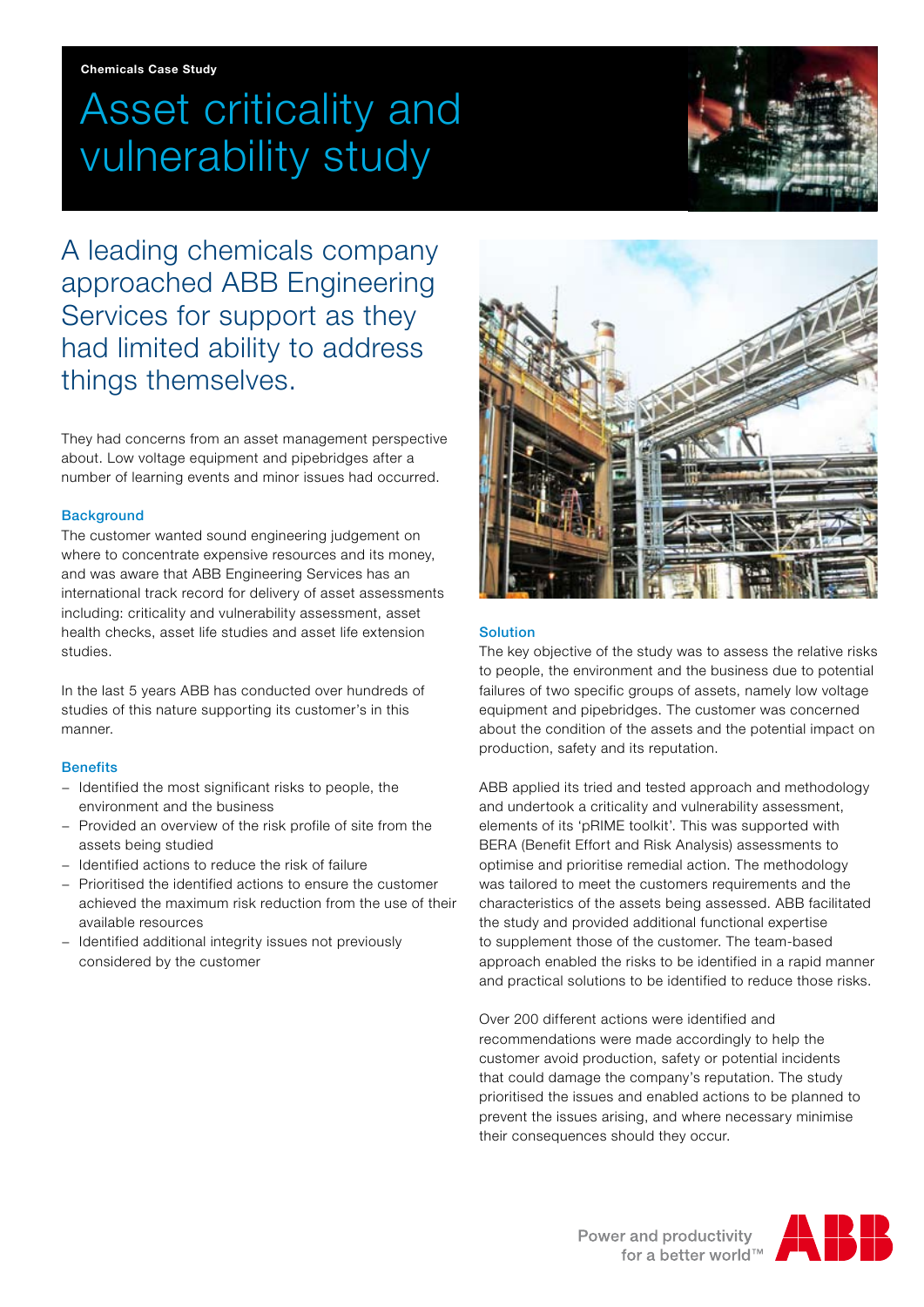**Chemicals Case Study**

# Asset criticality and vulnerability study

## A leading chemicals company approached ABB Engineering Services for support as they had limited ability to address things themselves.

They had concerns from an asset management perspective about. Low voltage equipment and pipebridges after a number of learning events and minor issues had occurred.

### Background

The customer wanted sound engineering judgement on where to concentrate expensive resources and its money, and was aware that ABB Engineering Services has an international track record for delivery of asset assessments including: criticality and vulnerability assessment, asset health checks, asset life studies and asset life extension studies.

In the last 5 years ABB has conducted over hundreds of studies of this nature supporting its customer's in this manner.

### Benefits

- Identified the most significant risks to people, the environment and the business
- Provided an overview of the risk profile of site from the assets being studied
- Identified actions to reduce the risk of failure
- Prioritised the identified actions to ensure the customer achieved the maximum risk reduction from the use of their available resources
- Identified additional integrity issues not previously considered by the customer

### Solution

The key objective of the study was to assess the relative risks to people, the environment and the business due to potential failures of two specific groups of assets, namely low voltage equipment and pipebridges. The customer was concerned about the condition of the assets and the potential impact on production, safety and its reputation.

ABB applied its tried and tested approach and methodology and undertook a criticality and vulnerability assessment, elements of its 'pRIME toolkit'. This was supported with BERA (Benefit Effort and Risk Analysis) assessments to optimise and prioritise remedial action. The methodology was tailored to meet the customers requirements and the characteristics of the assets being assessed. ABB facilitated the study and provided additional functional expertise to supplement those of the customer. The team-based approach enabled the risks to be identified in a rapid manner and practical solutions to be identified to reduce those risks.

Over 200 different actions were identified and recommendations were made accordingly to help the customer avoid production, safety or potential incidents that could damage the company's reputation. The study prioritised the issues and enabled actions to be planned to prevent the issues arising, and where necessary minimise their consequences should they occur.

Power and productivity for a better world™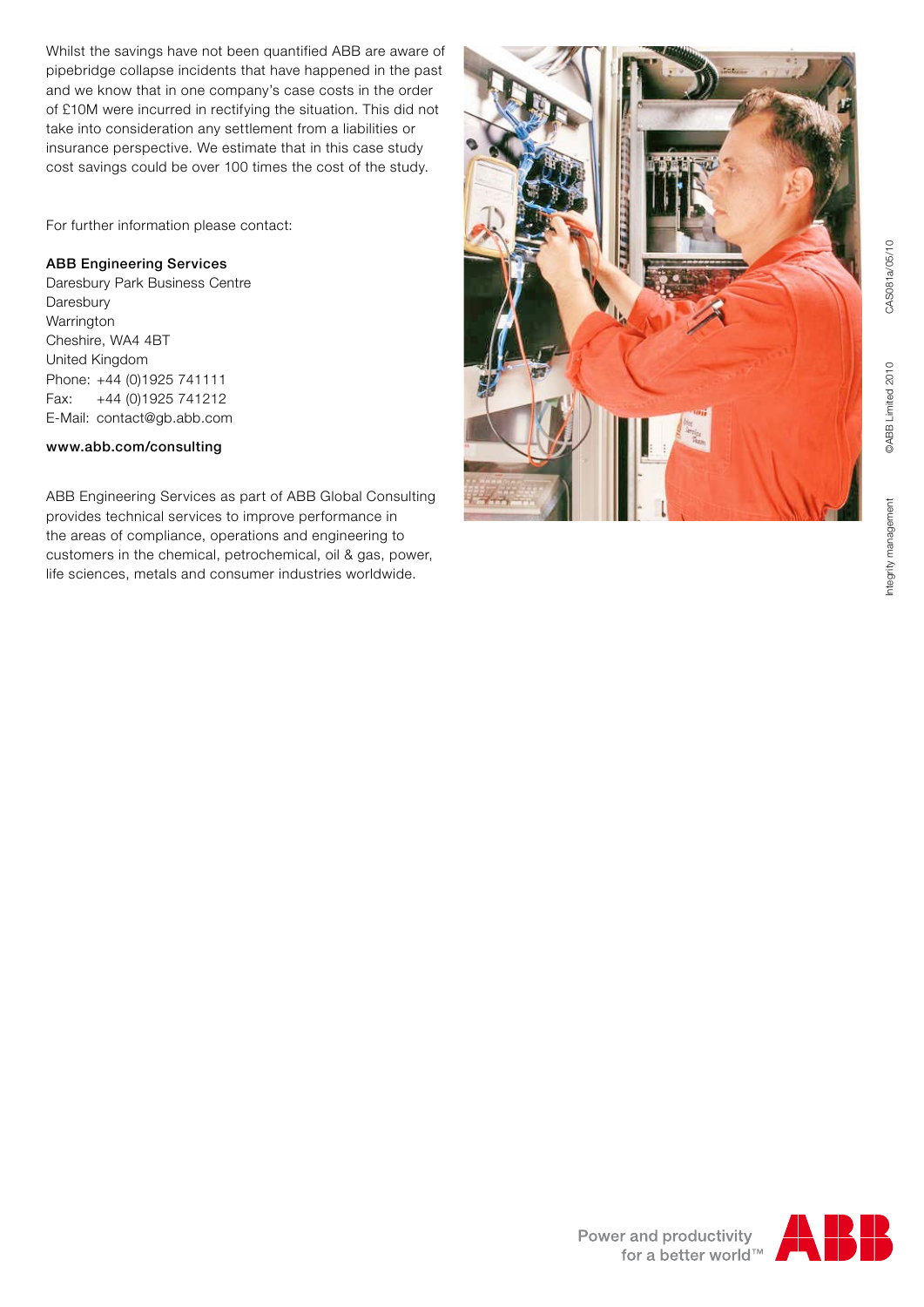Whilst the savings have not been quantified ABB are aware of pipebridge collapse incidents that have happened in the past and we know that in one company's case costs in the order of £10M were incurred in rectifying the situation. This did not take into consideration any settlement from a liabilities or insurance perspective. We estimate that in this case study cost savings could be over 100 times the cost of the study.

For further information please contact:

**ABB Engineering Services**
Daresbury Park Business Centre
Daresbury
Warrington
Cheshire, WA4 4BT
United Kingdom
Phone: +44 (0)1925 741111
Fax: +44 (0)1925 741212
E-Mail: contact@gb.abb.com

**www.abb.com/consulting**

ABB Engineering Services as part of ABB Global Consulting provides technical services to improve performance in the areas of compliance, operations and engineering to customers in the chemical, petrochemical, oil & gas, power, life sciences, metals and consumer industries worldwide.

Integrity management ©ABB Limited 2010 CAS081a/05/10

Power and productivity for a better world™